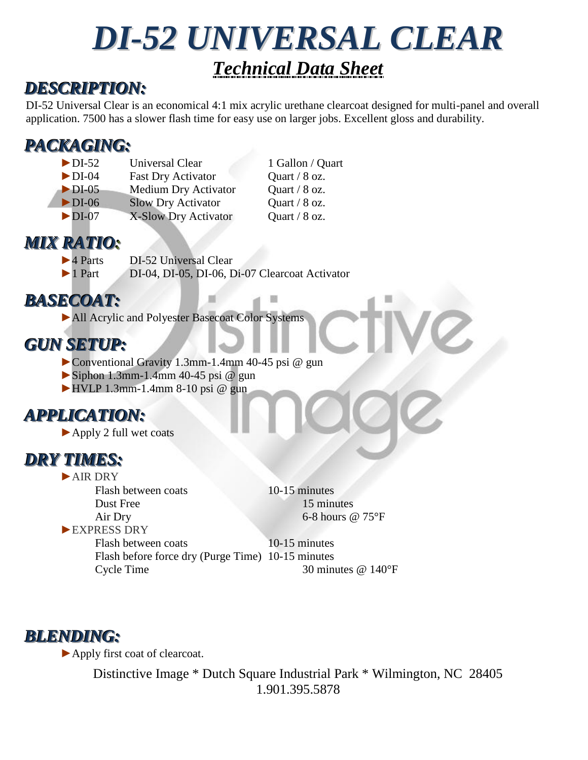# DI-52 UNIVERSAL CLEAR

## *Technical Data Sheet*

## DESCRIPTION:

DI-52 Universal Clear is an economical 4:1 mix acrylic urethane clearcoat designed for multi-panel and overall application. 7500 has a slower flash time for easy use on larger jobs. Excellent gloss and durability.

## PACKAGING:

| | | |
|---|---|---|
| ►DI-52 | Universal Clear | 1 Gallon / Quart |
| ►DI-04 | Fast Dry Activator | Quart / 8 oz. |
| ►DI-05 | Medium Dry Activator | Quart / 8 oz. |
| ►DI-06 | Slow Dry Activator | Quart / 8 oz. |
| ►DI-07 | X-Slow Dry Activator | Quart / 8 oz. |

## MIX RATIO:

| | |
|---|---|
| ►4 Parts | DI-52 Universal Clear |
| ►1 Part | DI-04, DI-05, DI-06, Di-07 Clearcoat Activator |

## BASECOAT:

- ►All Acrylic and Polyester Basecoat Color Systems

## GUN SETUP:

- ►Conventional Gravity 1.3mm-1.4mm 40-45 psi @ gun
- ►Siphon 1.3mm-1.4mm 40-45 psi @ gun
- ►HVLP 1.3mm-1.4mm 8-10 psi @ gun

## APPLICATION:

- ►Apply 2 full wet coats

## DRY TIMES:

►AIR DRY

| | |
|---|---|
| Flash between coats | 10-15 minutes |
| Dust Free | 15 minutes |
| Air Dry | 6-8 hours @ 75°F |

►EXPRESS DRY

| | |
|---|---|
| Flash between coats | 10-15 minutes |
| Flash before force dry (Purge Time) | 10-15 minutes |
| Cycle Time | 30 minutes @ 140°F |

## BLENDING:

- ►Apply first coat of clearcoat.

Distinctive Image * Dutch Square Industrial Park * Wilmington, NC 28405
1.901.395.5878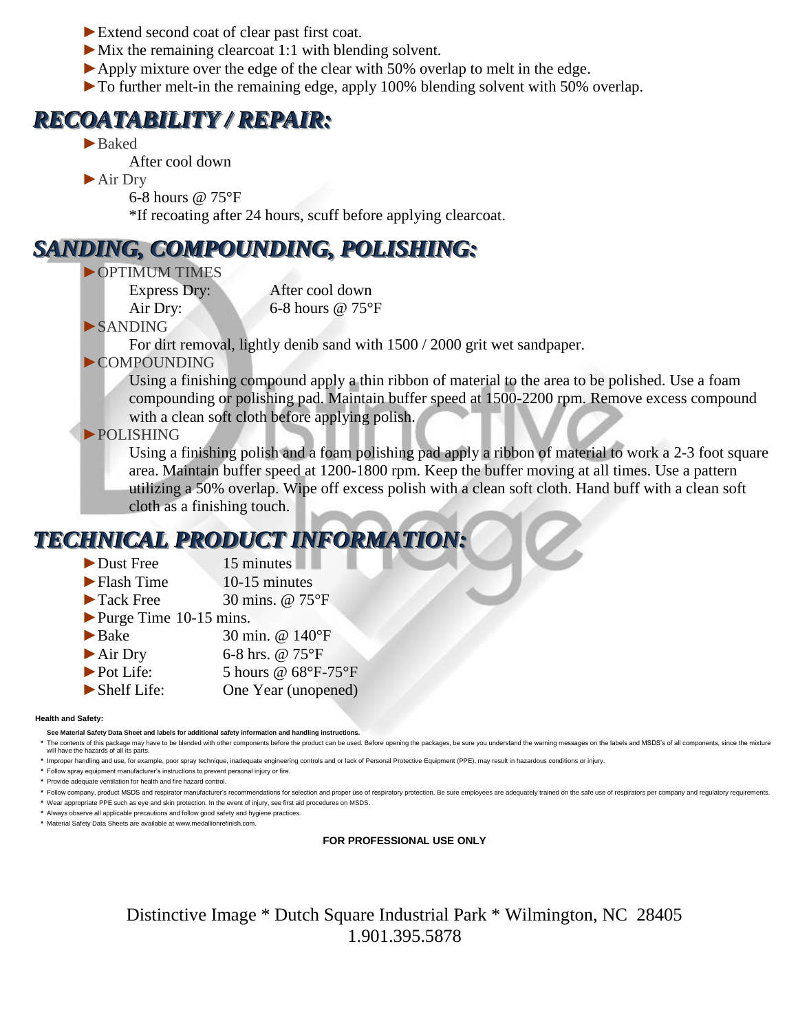- ►Extend second coat of clear past first coat.
- ►Mix the remaining clearcoat 1:1 with blending solvent.
- ►Apply mixture over the edge of the clear with 50% overlap to melt in the edge.
- ►To further melt-in the remaining edge, apply 100% blending solvent with 50% overlap.

## *RECOATABILITY / REPAIR:*

►Baked

After cool down

►Air Dry

6-8 hours @ 75°F

*If recoating after 24 hours, scuff before applying clearcoat.

## *SANDING, COMPOUNDING, POLISHING:*

►OPTIMUM TIMES

| | |
|---|---|
| Express Dry: | After cool down |
| Air Dry: | 6-8 hours @ 75°F |

►SANDING

For dirt removal, lightly denib sand with 1500 / 2000 grit wet sandpaper.

►COMPOUNDING

Using a finishing compound apply a thin ribbon of material to the area to be polished. Use a foam compounding or polishing pad. Maintain buffer speed at 1500-2200 rpm. Remove excess compound with a clean soft cloth before applying polish.

►POLISHING

Using a finishing polish and a foam polishing pad apply a ribbon of material to work a 2-3 foot square area. Maintain buffer speed at 1200-1800 rpm. Keep the buffer moving at all times. Use a pattern utilizing a 50% overlap. Wipe off excess polish with a clean soft cloth. Hand buff with a clean soft cloth as a finishing touch.

## *TECHNICAL PRODUCT INFORMATION:*

| | |
|---|---|
| ►Dust Free | 15 minutes |
| ►Flash Time | 10-15 minutes |
| ►Tack Free | 30 mins. @ 75°F |
| ►Purge Time | 10-15 mins. |
| ►Bake | 30 min. @ 140°F |
| ►Air Dry | 6-8 hrs. @ 75°F |
| ►Pot Life: | 5 hours @ 68°F-75°F |
| ►Shelf Life: | One Year (unopened) |

**Health and Safety:**

**See Material Safety Data Sheet and labels for additional safety information and handling instructions.**

- The contents of this package may have to be blended with other components before the product can be used. Before opening the packages, be sure you understand the warning messages on the labels and MSDS's of all components, since the mixture will have the hazards of all its parts.
- Improper handling and use, for example, poor spray technique, inadequate engineering controls and or lack of Personal Protective Equipment (PPE), may result in hazardous conditions or injury.
- Follow spray equipment manufacturer's instructions to prevent personal injury or fire.
- Provide adequate ventilation for health and fire hazard control.
- Follow company, product MSDS and respirator manufacturer's recommendations for selection and proper use of respiratory protection. Be sure employees are adequately trained on the safe use of respirators per company and regulatory requirements.
- Wear appropriate PPE such as eye and skin protection. In the event of injury, see first aid procedures on MSDS.
- Always observe all applicable precautions and follow good safety and hygiene practices.
- Material Safety Data Sheets are available at www.medallionrefinish.com.

**FOR PROFESSIONAL USE ONLY**

Distinctive Image * Dutch Square Industrial Park * Wilmington, NC 28405
1.901.395.5878